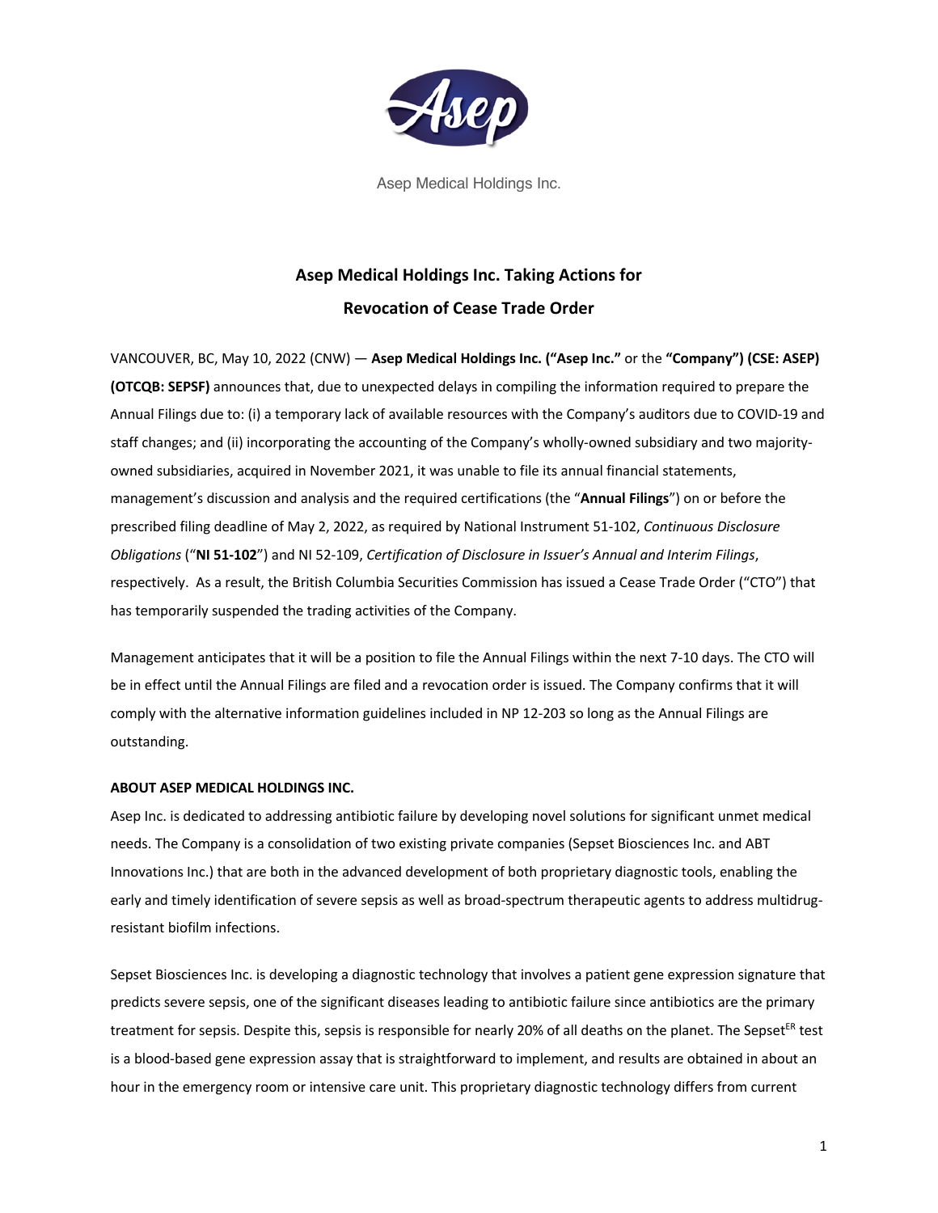Asep Medical Holdings Inc.

# Asep Medical Holdings Inc. Taking Actions for Revocation of Cease Trade Order

VANCOUVER, BC, May 10, 2022 (CNW) — **Asep Medical Holdings Inc. ("Asep Inc."** or the **"Company") (CSE: ASEP) (OTCQB: SEPSF)** announces that, due to unexpected delays in compiling the information required to prepare the Annual Filings due to: (i) a temporary lack of available resources with the Company's auditors due to COVID-19 and staff changes; and (ii) incorporating the accounting of the Company's wholly-owned subsidiary and two majority-owned subsidiaries, acquired in November 2021, it was unable to file its annual financial statements, management's discussion and analysis and the required certifications (the "**Annual Filings**") on or before the prescribed filing deadline of May 2, 2022, as required by National Instrument 51-102, *Continuous Disclosure Obligations* ("**NI 51-102**") and NI 52-109, *Certification of Disclosure in Issuer's Annual and Interim Filings*, respectively. As a result, the British Columbia Securities Commission has issued a Cease Trade Order ("CTO") that has temporarily suspended the trading activities of the Company.

Management anticipates that it will be a position to file the Annual Filings within the next 7-10 days. The CTO will be in effect until the Annual Filings are filed and a revocation order is issued. The Company confirms that it will comply with the alternative information guidelines included in NP 12-203 so long as the Annual Filings are outstanding.

**ABOUT ASEP MEDICAL HOLDINGS INC.**

Asep Inc. is dedicated to addressing antibiotic failure by developing novel solutions for significant unmet medical needs. The Company is a consolidation of two existing private companies (Sepset Biosciences Inc. and ABT Innovations Inc.) that are both in the advanced development of both proprietary diagnostic tools, enabling the early and timely identification of severe sepsis as well as broad-spectrum therapeutic agents to address multidrug-resistant biofilm infections.

Sepset Biosciences Inc. is developing a diagnostic technology that involves a patient gene expression signature that predicts severe sepsis, one of the significant diseases leading to antibiotic failure since antibiotics are the primary treatment for sepsis. Despite this, sepsis is responsible for nearly 20% of all deaths on the planet. The Sepset$^{ER}$ test is a blood-based gene expression assay that is straightforward to implement, and results are obtained in about an hour in the emergency room or intensive care unit. This proprietary diagnostic technology differs from current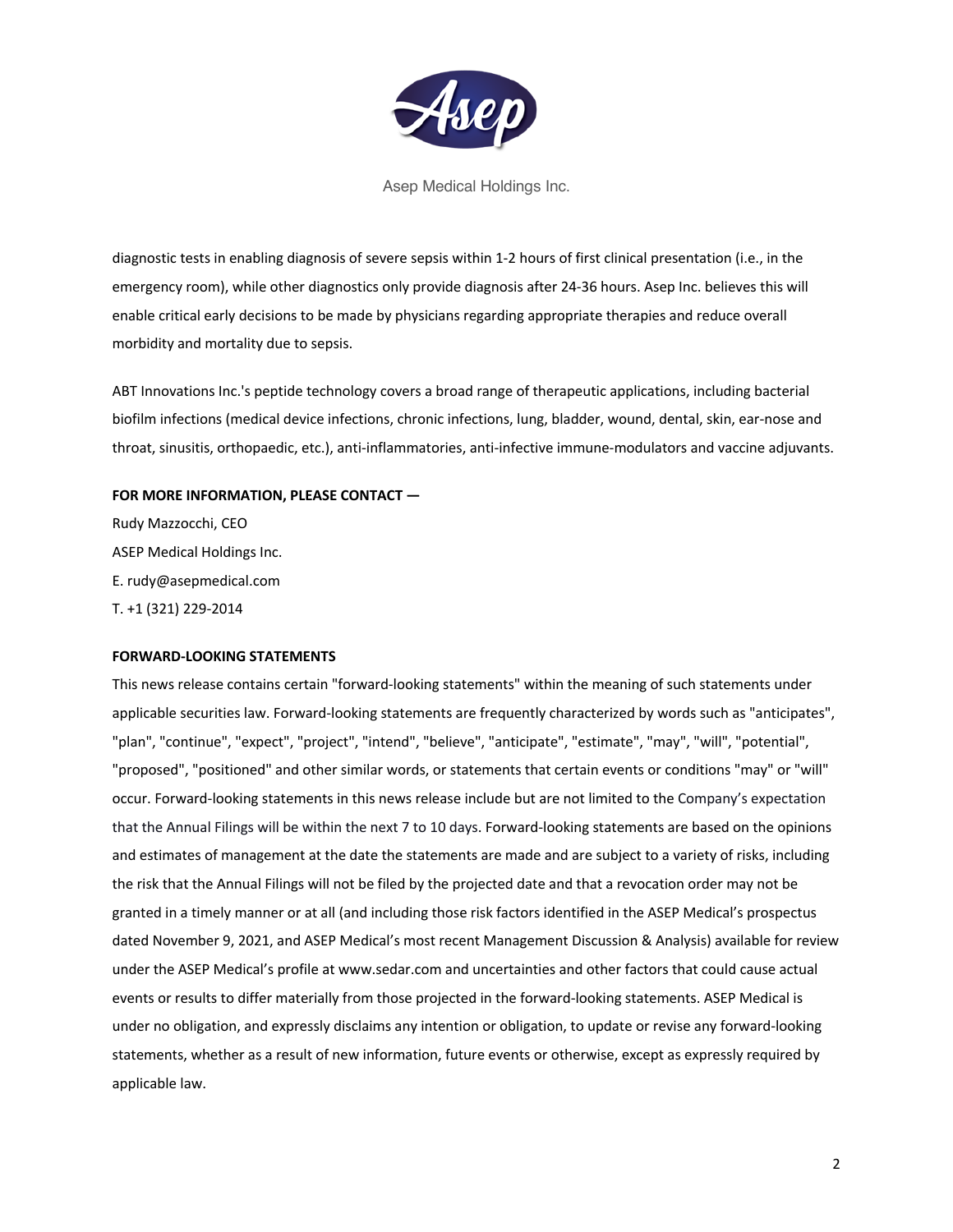diagnostic tests in enabling diagnosis of severe sepsis within 1-2 hours of first clinical presentation (i.e., in the emergency room), while other diagnostics only provide diagnosis after 24-36 hours. Asep Inc. believes this will enable critical early decisions to be made by physicians regarding appropriate therapies and reduce overall morbidity and mortality due to sepsis.

ABT Innovations Inc.'s peptide technology covers a broad range of therapeutic applications, including bacterial biofilm infections (medical device infections, chronic infections, lung, bladder, wound, dental, skin, ear-nose and throat, sinusitis, orthopaedic, etc.), anti-inflammatories, anti-infective immune-modulators and vaccine adjuvants.

**FOR MORE INFORMATION, PLEASE CONTACT —**

Rudy Mazzocchi, CEO
ASEP Medical Holdings Inc.
E. rudy@asepmedical.com
T. +1 (321) 229-2014

**FORWARD-LOOKING STATEMENTS**

This news release contains certain "forward-looking statements" within the meaning of such statements under applicable securities law. Forward-looking statements are frequently characterized by words such as "anticipates", "plan", "continue", "expect", "project", "intend", "believe", "anticipate", "estimate", "may", "will", "potential", "proposed", "positioned" and other similar words, or statements that certain events or conditions "may" or "will" occur. Forward-looking statements in this news release include but are not limited to the Company's expectation that the Annual Filings will be within the next 7 to 10 days. Forward-looking statements are based on the opinions and estimates of management at the date the statements are made and are subject to a variety of risks, including the risk that the Annual Filings will not be filed by the projected date and that a revocation order may not be granted in a timely manner or at all (and including those risk factors identified in the ASEP Medical's prospectus dated November 9, 2021, and ASEP Medical's most recent Management Discussion & Analysis) available for review under the ASEP Medical's profile at www.sedar.com and uncertainties and other factors that could cause actual events or results to differ materially from those projected in the forward-looking statements. ASEP Medical is under no obligation, and expressly disclaims any intention or obligation, to update or revise any forward-looking statements, whether as a result of new information, future events or otherwise, except as expressly required by applicable law.